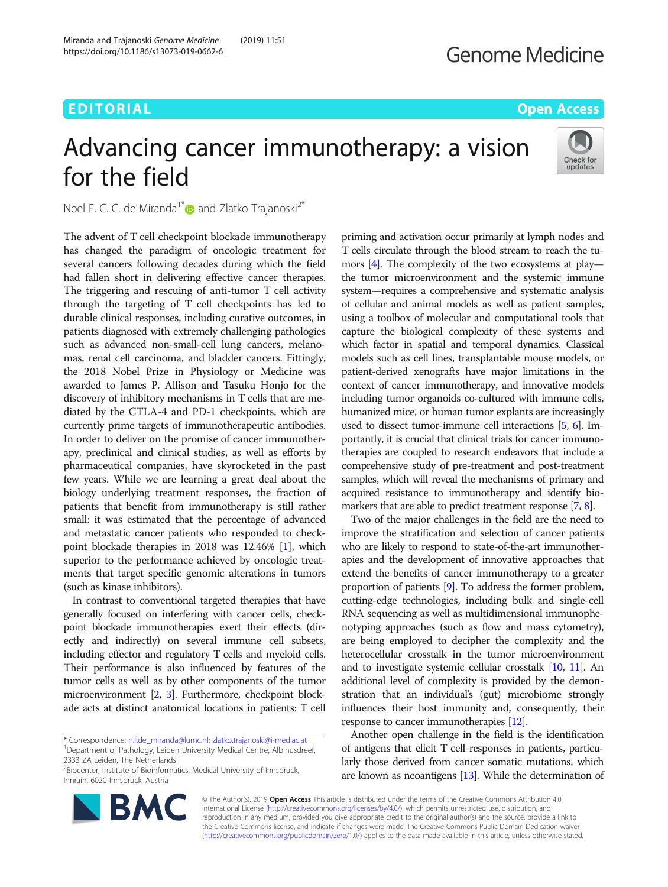EDITORIAL

Open Access

# Advancing cancer immunotherapy: a vision for the field

Noel F. C. C. de Miranda[1*] and Zlatko Trajanoski[2*]

The advent of T cell checkpoint blockade immunotherapy has changed the paradigm of oncologic treatment for several cancers following decades during which the field had fallen short in delivering effective cancer therapies. The triggering and rescuing of anti-tumor T cell activity through the targeting of T cell checkpoints has led to durable clinical responses, including curative outcomes, in patients diagnosed with extremely challenging pathologies such as advanced non-small-cell lung cancers, melanomas, renal cell carcinoma, and bladder cancers. Fittingly, the 2018 Nobel Prize in Physiology or Medicine was awarded to James P. Allison and Tasuku Honjo for the discovery of inhibitory mechanisms in T cells that are mediated by the CTLA-4 and PD-1 checkpoints, which are currently prime targets of immunotherapeutic antibodies. In order to deliver on the promise of cancer immunotherapy, preclinical and clinical studies, as well as efforts by pharmaceutical companies, have skyrocketed in the past few years. While we are learning a great deal about the biology underlying treatment responses, the fraction of patients that benefit from immunotherapy is still rather small: it was estimated that the percentage of advanced and metastatic cancer patients who responded to checkpoint blockade therapies in 2018 was 12.46% [1], which superior to the performance achieved by oncologic treatments that target specific genomic alterations in tumors (such as kinase inhibitors).

In contrast to conventional targeted therapies that have generally focused on interfering with cancer cells, checkpoint blockade immunotherapies exert their effects (directly and indirectly) on several immune cell subsets, including effector and regulatory T cells and myeloid cells. Their performance is also influenced by features of the tumor cells as well as by other components of the tumor microenvironment [2, 3]. Furthermore, checkpoint blockade acts at distinct anatomical locations in patients: T cell priming and activation occur primarily at lymph nodes and T cells circulate through the blood stream to reach the tumors [4]. The complexity of the two ecosystems at play—the tumor microenvironment and the systemic immune system—requires a comprehensive and systematic analysis of cellular and animal models as well as patient samples, using a toolbox of molecular and computational tools that capture the biological complexity of these systems and which factor in spatial and temporal dynamics. Classical models such as cell lines, transplantable mouse models, or patient-derived xenografts have major limitations in the context of cancer immunotherapy, and innovative models including tumor organoids co-cultured with immune cells, humanized mice, or human tumor explants are increasingly used to dissect tumor-immune cell interactions [5, 6]. Importantly, it is crucial that clinical trials for cancer immunotherapies are coupled to research endeavors that include a comprehensive study of pre-treatment and post-treatment samples, which will reveal the mechanisms of primary and acquired resistance to immunotherapy and identify biomarkers that are able to predict treatment response [7, 8].

Two of the major challenges in the field are the need to improve the stratification and selection of cancer patients who are likely to respond to state-of-the-art immunotherapies and the development of innovative approaches that extend the benefits of cancer immunotherapy to a greater proportion of patients [9]. To address the former problem, cutting-edge technologies, including bulk and single-cell RNA sequencing as well as multidimensional immunophenotyping approaches (such as flow and mass cytometry), are being employed to decipher the complexity and the heterocellular crosstalk in the tumor microenvironment and to investigate systemic cellular crosstalk [10, 11]. An additional level of complexity is provided by the demonstration that an individual's (gut) microbiome strongly influences their host immunity and, consequently, their response to cancer immunotherapies [12].

Another open challenge in the field is the identification of antigens that elicit T cell responses in patients, particularly those derived from cancer somatic mutations, which are known as neoantigens [13]. While the determination of

\* Correspondence: n.f.de_miranda@lumc.nl; zlatko.trajanoski@i-med.ac.at
[1]Department of Pathology, Leiden University Medical Centre, Albinusdreef, 2333 ZA Leiden, The Netherlands
[2]Biocenter, Institute of Bioinformatics, Medical University of Innsbruck, Innrain, 6020 Innsbruck, Austria

© The Author(s). 2019 **Open Access** This article is distributed under the terms of the Creative Commons Attribution 4.0 International License (http://creativecommons.org/licenses/by/4.0/), which permits unrestricted use, distribution, and reproduction in any medium, provided you give appropriate credit to the original author(s) and the source, provide a link to the Creative Commons license, and indicate if changes were made. The Creative Commons Public Domain Dedication waiver (http://creativecommons.org/publicdomain/zero/1.0/) applies to the data made available in this article, unless otherwise stated.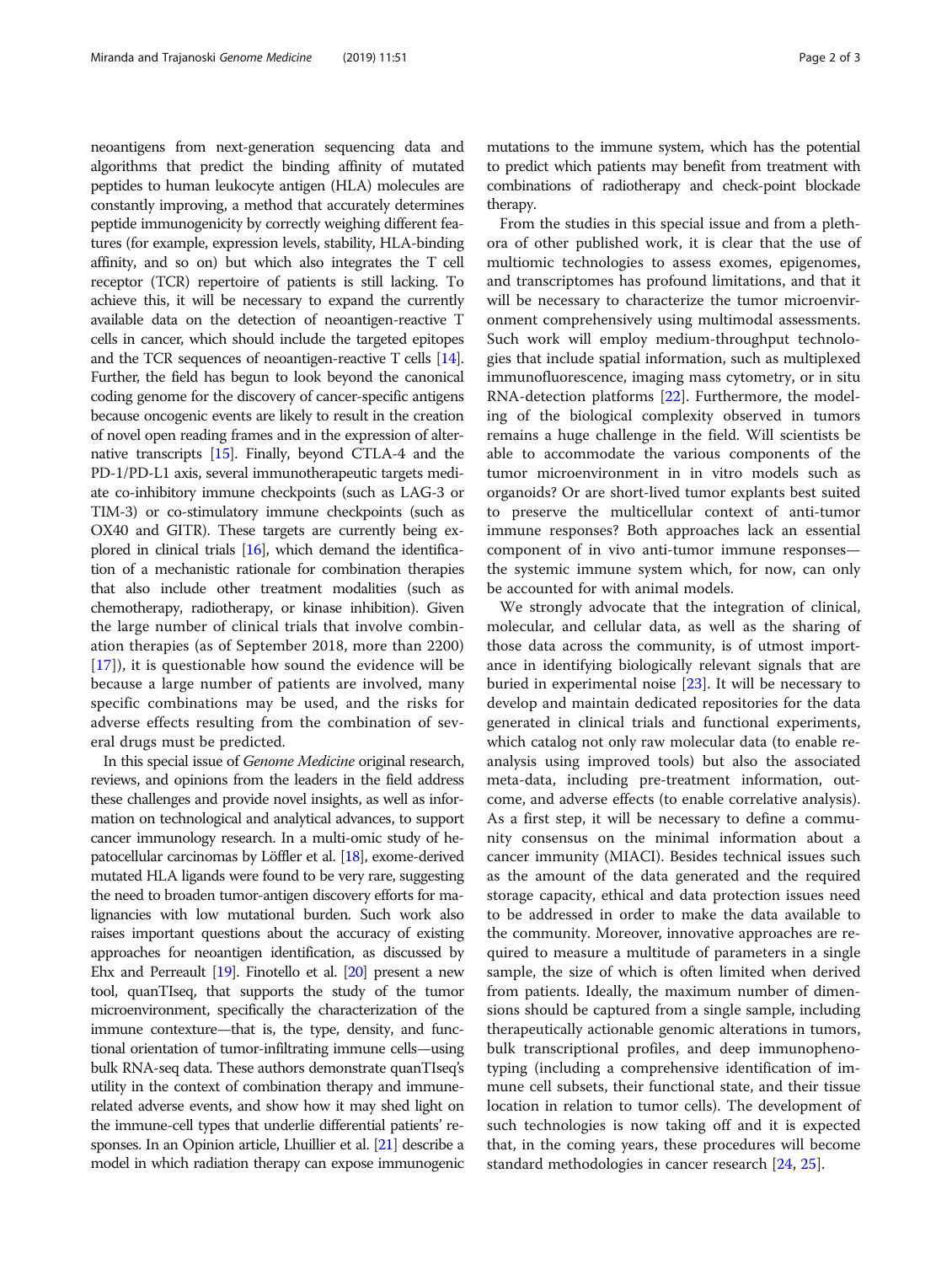neoantigens from next-generation sequencing data and algorithms that predict the binding affinity of mutated peptides to human leukocyte antigen (HLA) molecules are constantly improving, a method that accurately determines peptide immunogenicity by correctly weighing different features (for example, expression levels, stability, HLA-binding affinity, and so on) but which also integrates the T cell receptor (TCR) repertoire of patients is still lacking. To achieve this, it will be necessary to expand the currently available data on the detection of neoantigen-reactive T cells in cancer, which should include the targeted epitopes and the TCR sequences of neoantigen-reactive T cells [14]. Further, the field has begun to look beyond the canonical coding genome for the discovery of cancer-specific antigens because oncogenic events are likely to result in the creation of novel open reading frames and in the expression of alternative transcripts [15]. Finally, beyond CTLA-4 and the PD-1/PD-L1 axis, several immunotherapeutic targets mediate co-inhibitory immune checkpoints (such as LAG-3 or TIM-3) or co-stimulatory immune checkpoints (such as OX40 and GITR). These targets are currently being explored in clinical trials [16], which demand the identification of a mechanistic rationale for combination therapies that also include other treatment modalities (such as chemotherapy, radiotherapy, or kinase inhibition). Given the large number of clinical trials that involve combination therapies (as of September 2018, more than 2200) [17]), it is questionable how sound the evidence will be because a large number of patients are involved, many specific combinations may be used, and the risks for adverse effects resulting from the combination of several drugs must be predicted.

In this special issue of *Genome Medicine* original research, reviews, and opinions from the leaders in the field address these challenges and provide novel insights, as well as information on technological and analytical advances, to support cancer immunology research. In a multi-omic study of hepatocellular carcinomas by Löffler et al. [18], exome-derived mutated HLA ligands were found to be very rare, suggesting the need to broaden tumor-antigen discovery efforts for malignancies with low mutational burden. Such work also raises important questions about the accuracy of existing approaches for neoantigen identification, as discussed by Ehx and Perreault [19]. Finotello et al. [20] present a new tool, quanTIseq, that supports the study of the tumor microenvironment, specifically the characterization of the immune contexture—that is, the type, density, and functional orientation of tumor-infiltrating immune cells—using bulk RNA-seq data. These authors demonstrate quanTIseq's utility in the context of combination therapy and immune-related adverse events, and show how it may shed light on the immune-cell types that underlie differential patients' responses. In an Opinion article, Lhuillier et al. [21] describe a model in which radiation therapy can expose immunogenic mutations to the immune system, which has the potential to predict which patients may benefit from treatment with combinations of radiotherapy and check-point blockade therapy.

From the studies in this special issue and from a plethora of other published work, it is clear that the use of multiomic technologies to assess exomes, epigenomes, and transcriptomes has profound limitations, and that it will be necessary to characterize the tumor microenvironment comprehensively using multimodal assessments. Such work will employ medium-throughput technologies that include spatial information, such as multiplexed immunofluorescence, imaging mass cytometry, or in situ RNA-detection platforms [22]. Furthermore, the modeling of the biological complexity observed in tumors remains a huge challenge in the field. Will scientists be able to accommodate the various components of the tumor microenvironment in in vitro models such as organoids? Or are short-lived tumor explants best suited to preserve the multicellular context of anti-tumor immune responses? Both approaches lack an essential component of in vivo anti-tumor immune responses—the systemic immune system which, for now, can only be accounted for with animal models.

We strongly advocate that the integration of clinical, molecular, and cellular data, as well as the sharing of those data across the community, is of utmost importance in identifying biologically relevant signals that are buried in experimental noise [23]. It will be necessary to develop and maintain dedicated repositories for the data generated in clinical trials and functional experiments, which catalog not only raw molecular data (to enable reanalysis using improved tools) but also the associated meta-data, including pre-treatment information, outcome, and adverse effects (to enable correlative analysis). As a first step, it will be necessary to define a community consensus on the minimal information about a cancer immunity (MIACI). Besides technical issues such as the amount of the data generated and the required storage capacity, ethical and data protection issues need to be addressed in order to make the data available to the community. Moreover, innovative approaches are required to measure a multitude of parameters in a single sample, the size of which is often limited when derived from patients. Ideally, the maximum number of dimensions should be captured from a single sample, including therapeutically actionable genomic alterations in tumors, bulk transcriptional profiles, and deep immunophenotyping (including a comprehensive identification of immune cell subsets, their functional state, and their tissue location in relation to tumor cells). The development of such technologies is now taking off and it is expected that, in the coming years, these procedures will become standard methodologies in cancer research [24, 25].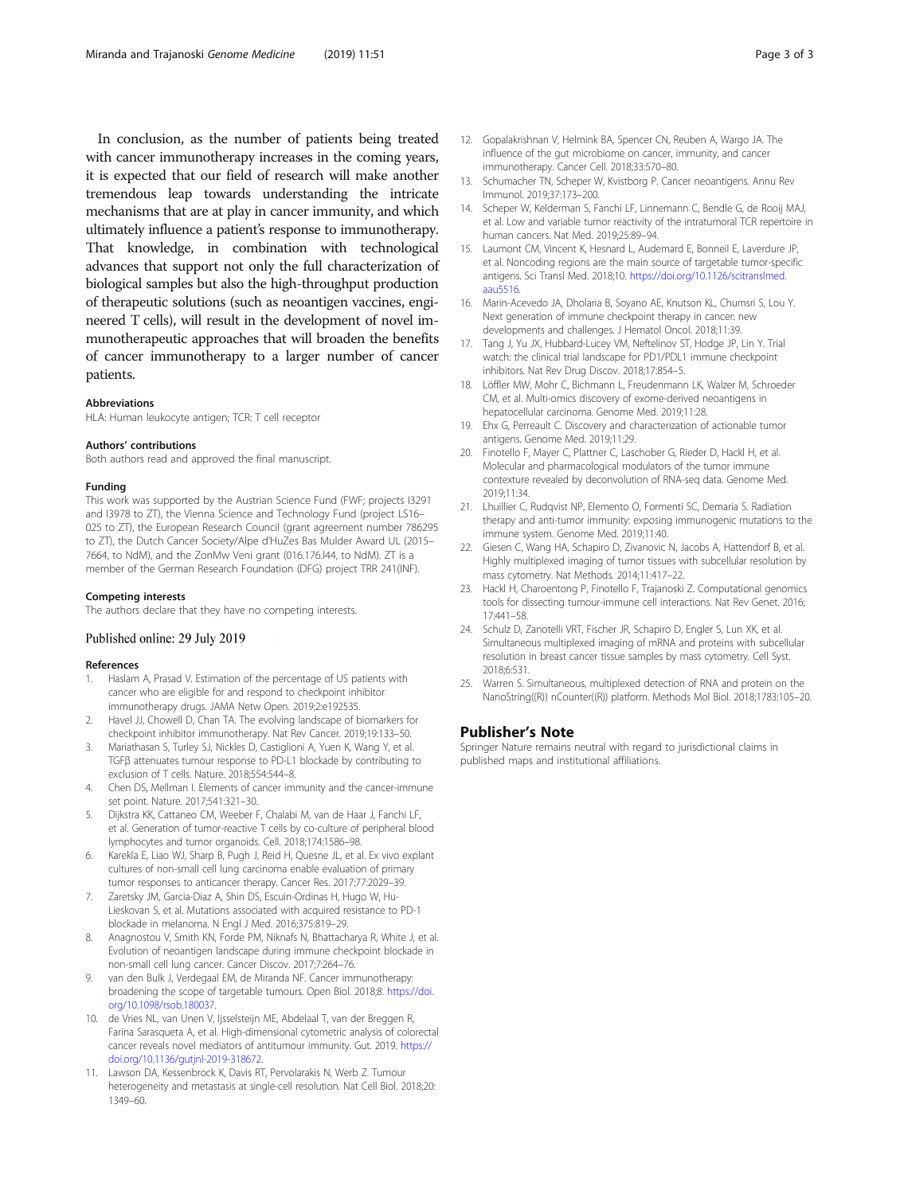In conclusion, as the number of patients being treated with cancer immunotherapy increases in the coming years, it is expected that our field of research will make another tremendous leap towards understanding the intricate mechanisms that are at play in cancer immunity, and which ultimately influence a patient's response to immunotherapy. That knowledge, in combination with technological advances that support not only the full characterization of biological samples but also the high-throughput production of therapeutic solutions (such as neoantigen vaccines, engineered T cells), will result in the development of novel immunotherapeutic approaches that will broaden the benefits of cancer immunotherapy to a larger number of cancer patients.

#### Abbreviations
HLA: Human leukocyte antigen; TCR: T cell receptor

#### Authors' contributions
Both authors read and approved the final manuscript.

#### Funding
This work was supported by the Austrian Science Fund (FWF; projects I3291 and I3978 to ZT), the Vienna Science and Technology Fund (project LS16–025 to ZT), the European Research Council (grant agreement number 786295 to ZT), the Dutch Cancer Society/Alpe d'HuZes Bas Mulder Award UL (2015–7664, to NdM), and the ZonMw Veni grant (016.176.I44, to NdM). ZT is a member of the German Research Foundation (DFG) project TRR 241(INF).

#### Competing interests
The authors declare that they have no competing interests.

### Published online: 29 July 2019

#### References
1. Haslam A, Prasad V. Estimation of the percentage of US patients with cancer who are eligible for and respond to checkpoint inhibitor immunotherapy drugs. JAMA Netw Open. 2019;2:e192535.
2. Havel JJ, Chowell D, Chan TA. The evolving landscape of biomarkers for checkpoint inhibitor immunotherapy. Nat Rev Cancer. 2019;19:133–50.
3. Mariathasan S, Turley SJ, Nickles D, Castiglioni A, Yuen K, Wang Y, et al. TGFβ attenuates tumour response to PD-L1 blockade by contributing to exclusion of T cells. Nature. 2018;554:544–8.
4. Chen DS, Mellman I. Elements of cancer immunity and the cancer-immune set point. Nature. 2017;541:321–30.
5. Dijkstra KK, Cattaneo CM, Weeber F, Chalabi M, van de Haar J, Fanchi LF, et al. Generation of tumor-reactive T cells by co-culture of peripheral blood lymphocytes and tumor organoids. Cell. 2018;174:1586–98.
6. Karekla E, Liao WJ, Sharp B, Pugh J, Reid H, Quesne JL, et al. Ex vivo explant cultures of non-small cell lung carcinoma enable evaluation of primary tumor responses to anticancer therapy. Cancer Res. 2017;77:2029–39.
7. Zaretsky JM, Garcia-Diaz A, Shin DS, Escuin-Ordinas H, Hugo W, Hu-Lieskovan S, et al. Mutations associated with acquired resistance to PD-1 blockade in melanoma. N Engl J Med. 2016;375:819–29.
8. Anagnostou V, Smith KN, Forde PM, Niknafs N, Bhattacharya R, White J, et al. Evolution of neoantigen landscape during immune checkpoint blockade in non-small cell lung cancer. Cancer Discov. 2017;7:264–76.
9. van den Bulk J, Verdegaal EM, de Miranda NF. Cancer immunotherapy: broadening the scope of targetable tumours. Open Biol. 2018;8. https://doi.org/10.1098/rsob.180037.
10. de Vries NL, van Unen V, Ijsselsteijn ME, Abdelaal T, van der Breggen R, Farina Sarasqueta A, et al. High-dimensional cytometric analysis of colorectal cancer reveals novel mediators of antitumour immunity. Gut. 2019. https://doi.org/10.1136/gutjnl-2019-318672.
11. Lawson DA, Kessenbrock K, Davis RT, Pervolarakis N, Werb Z. Tumour heterogeneity and metastasis at single-cell resolution. Nat Cell Biol. 2018;20:1349–60.
12. Gopalakrishnan V, Helmink BA, Spencer CN, Reuben A, Wargo JA. The influence of the gut microbiome on cancer, immunity, and cancer immunotherapy. Cancer Cell. 2018;33:570–80.
13. Schumacher TN, Scheper W, Kvistborg P. Cancer neoantigens. Annu Rev Immunol. 2019;37:173–200.
14. Scheper W, Kelderman S, Fanchi LF, Linnemann C, Bendle G, de Rooij MAJ, et al. Low and variable tumor reactivity of the intratumoral TCR repertoire in human cancers. Nat Med. 2019;25:89–94.
15. Laumont CM, Vincent K, Hesnard L, Audemard E, Bonneil E, Laverdure JP, et al. Noncoding regions are the main source of targetable tumor-specific antigens. Sci Transl Med. 2018;10. https://doi.org/10.1126/scitranslmed.aau5516.
16. Marin-Acevedo JA, Dholaria B, Soyano AE, Knutson KL, Chumsri S, Lou Y. Next generation of immune checkpoint therapy in cancer: new developments and challenges. J Hematol Oncol. 2018;11:39.
17. Tang J, Yu JX, Hubbard-Lucey VM, Neftelinov ST, Hodge JP, Lin Y. Trial watch: the clinical trial landscape for PD1/PDL1 immune checkpoint inhibitors. Nat Rev Drug Discov. 2018;17:854–5.
18. Löffler MW, Mohr C, Bichmann L, Freudenmann LK, Walzer M, Schroeder CM, et al. Multi-omics discovery of exome-derived neoantigens in hepatocellular carcinoma. Genome Med. 2019;11:28.
19. Ehx G, Perreault C. Discovery and characterization of actionable tumor antigens. Genome Med. 2019;11:29.
20. Finotello F, Mayer C, Plattner C, Laschober G, Rieder D, Hackl H, et al. Molecular and pharmacological modulators of the tumor immune contexture revealed by deconvolution of RNA-seq data. Genome Med. 2019;11:34.
21. Lhuillier C, Rudqvist NP, Elemento O, Formenti SC, Demaria S. Radiation therapy and anti-tumor immunity: exposing immunogenic mutations to the immune system. Genome Med. 2019;11:40.
22. Giesen C, Wang HA, Schapiro D, Zivanovic N, Jacobs A, Hattendorf B, et al. Highly multiplexed imaging of tumor tissues with subcellular resolution by mass cytometry. Nat Methods. 2014;11:417–22.
23. Hackl H, Charoentong P, Finotello F, Trajanoski Z. Computational genomics tools for dissecting tumour-immune cell interactions. Nat Rev Genet. 2016;17:441–58.
24. Schulz D, Zanotelli VRT, Fischer JR, Schapiro D, Engler S, Lun XK, et al. Simultaneous multiplexed imaging of mRNA and proteins with subcellular resolution in breast cancer tissue samples by mass cytometry. Cell Syst. 2018;6:531.
25. Warren S. Simultaneous, multiplexed detection of RNA and protein on the NanoString((R)) nCounter((R)) platform. Methods Mol Biol. 2018;1783:105–20.

## Publisher's Note
Springer Nature remains neutral with regard to jurisdictional claims in published maps and institutional affiliations.